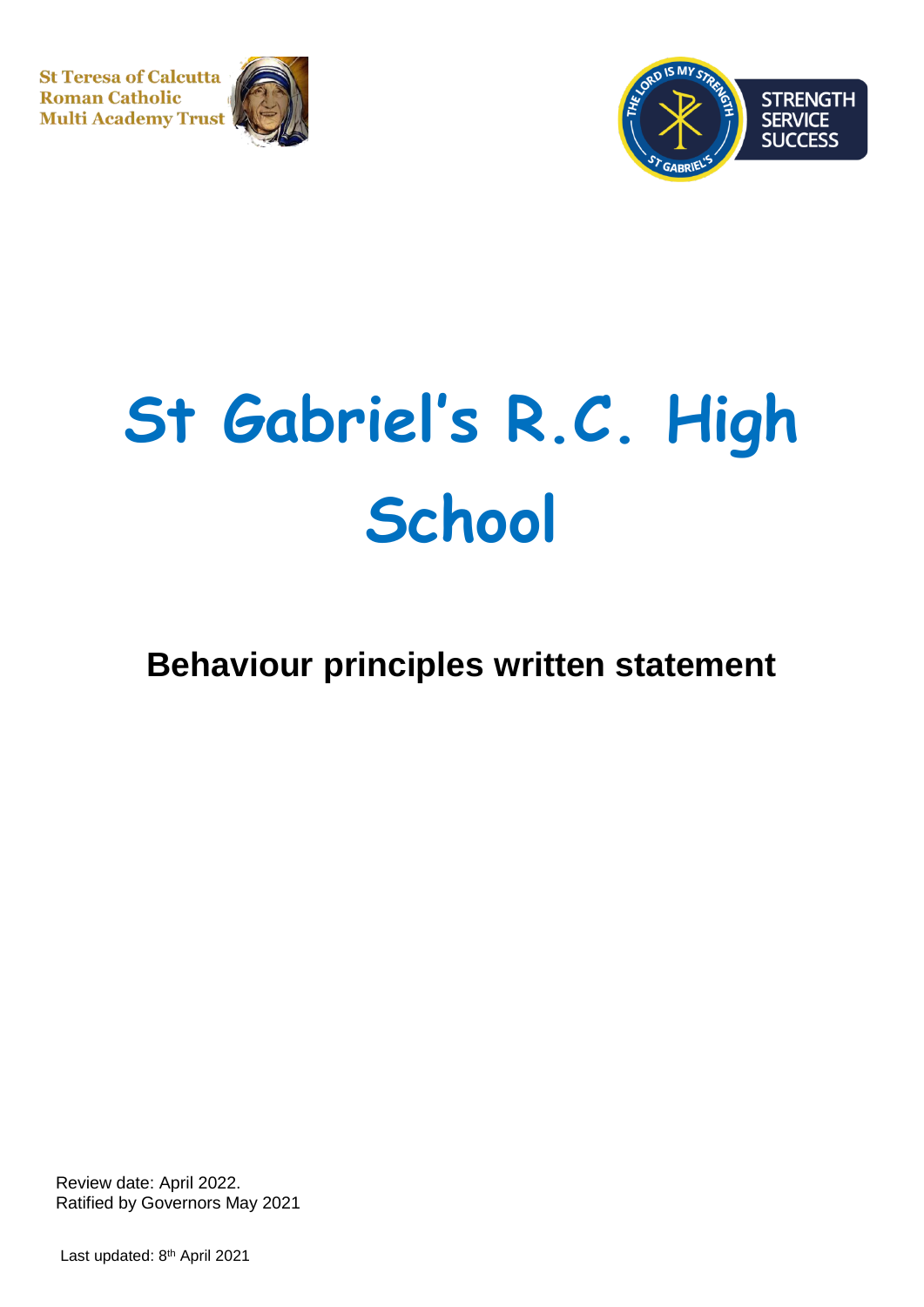St Teresa of Calcutta
Roman Catholic
Multi Academy Trust

THE LORD IS MY STRENGTH
ST GABRIEL'S

STRENGTH
SERVICE
SUCCESS

# St Gabriel's R.C. High School

## Behaviour principles written statement

Review date: April 2022.
Ratified by Governors May 2021

Last updated: 8th April 2021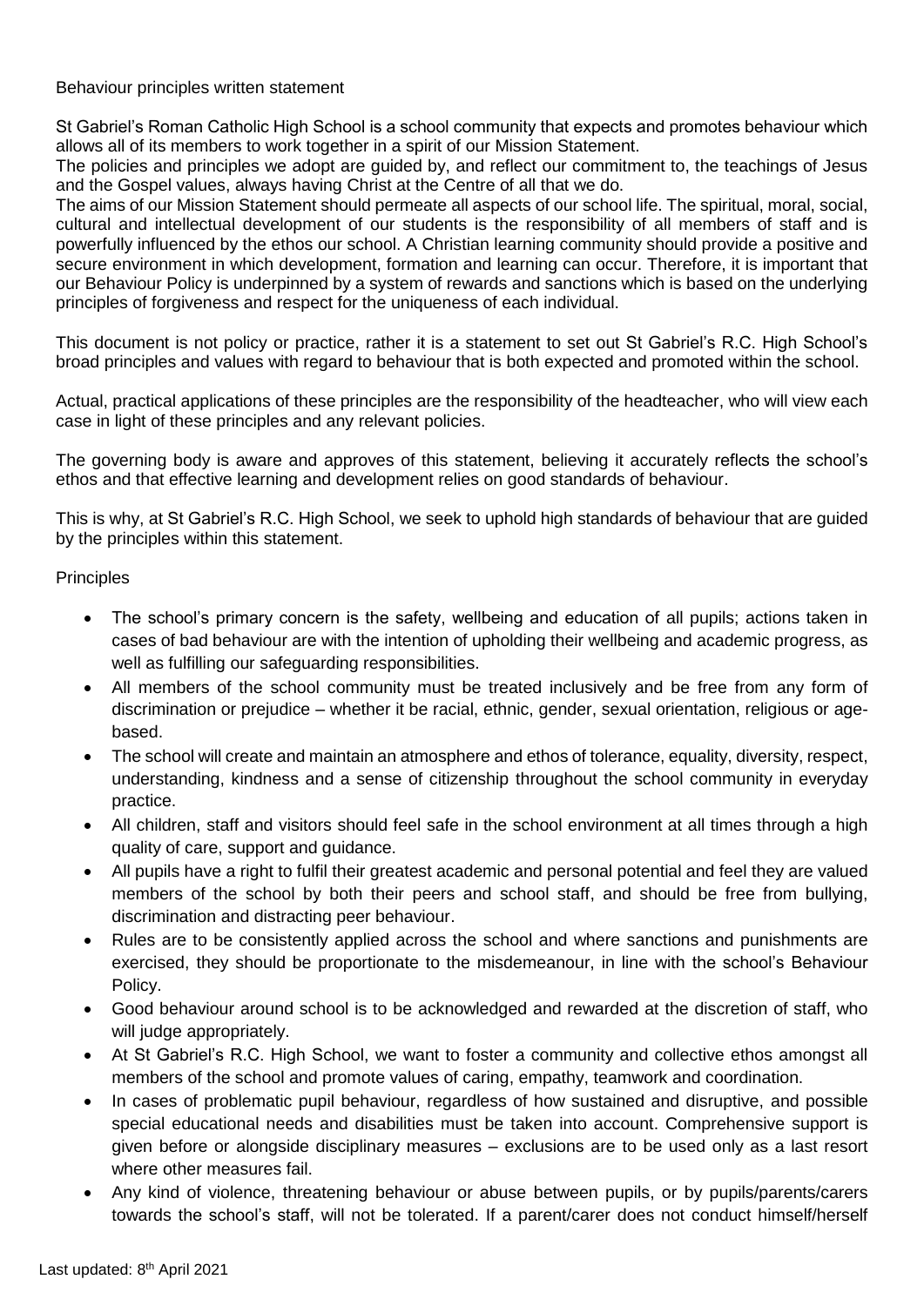Behaviour principles written statement

St Gabriel's Roman Catholic High School is a school community that expects and promotes behaviour which allows all of its members to work together in a spirit of our Mission Statement.
The policies and principles we adopt are guided by, and reflect our commitment to, the teachings of Jesus and the Gospel values, always having Christ at the Centre of all that we do.
The aims of our Mission Statement should permeate all aspects of our school life. The spiritual, moral, social, cultural and intellectual development of our students is the responsibility of all members of staff and is powerfully influenced by the ethos our school. A Christian learning community should provide a positive and secure environment in which development, formation and learning can occur. Therefore, it is important that our Behaviour Policy is underpinned by a system of rewards and sanctions which is based on the underlying principles of forgiveness and respect for the uniqueness of each individual.

This document is not policy or practice, rather it is a statement to set out St Gabriel's R.C. High School's broad principles and values with regard to behaviour that is both expected and promoted within the school.

Actual, practical applications of these principles are the responsibility of the headteacher, who will view each case in light of these principles and any relevant policies.

The governing body is aware and approves of this statement, believing it accurately reflects the school's ethos and that effective learning and development relies on good standards of behaviour.

This is why, at St Gabriel's R.C. High School, we seek to uphold high standards of behaviour that are guided by the principles within this statement.

Principles

- The school's primary concern is the safety, wellbeing and education of all pupils; actions taken in cases of bad behaviour are with the intention of upholding their wellbeing and academic progress, as well as fulfilling our safeguarding responsibilities.
- All members of the school community must be treated inclusively and be free from any form of discrimination or prejudice – whether it be racial, ethnic, gender, sexual orientation, religious or age-based.
- The school will create and maintain an atmosphere and ethos of tolerance, equality, diversity, respect, understanding, kindness and a sense of citizenship throughout the school community in everyday practice.
- All children, staff and visitors should feel safe in the school environment at all times through a high quality of care, support and guidance.
- All pupils have a right to fulfil their greatest academic and personal potential and feel they are valued members of the school by both their peers and school staff, and should be free from bullying, discrimination and distracting peer behaviour.
- Rules are to be consistently applied across the school and where sanctions and punishments are exercised, they should be proportionate to the misdemeanour, in line with the school's Behaviour Policy.
- Good behaviour around school is to be acknowledged and rewarded at the discretion of staff, who will judge appropriately.
- At St Gabriel's R.C. High School, we want to foster a community and collective ethos amongst all members of the school and promote values of caring, empathy, teamwork and coordination.
- In cases of problematic pupil behaviour, regardless of how sustained and disruptive, and possible special educational needs and disabilities must be taken into account. Comprehensive support is given before or alongside disciplinary measures – exclusions are to be used only as a last resort where other measures fail.
- Any kind of violence, threatening behaviour or abuse between pupils, or by pupils/parents/carers towards the school's staff, will not be tolerated. If a parent/carer does not conduct himself/herself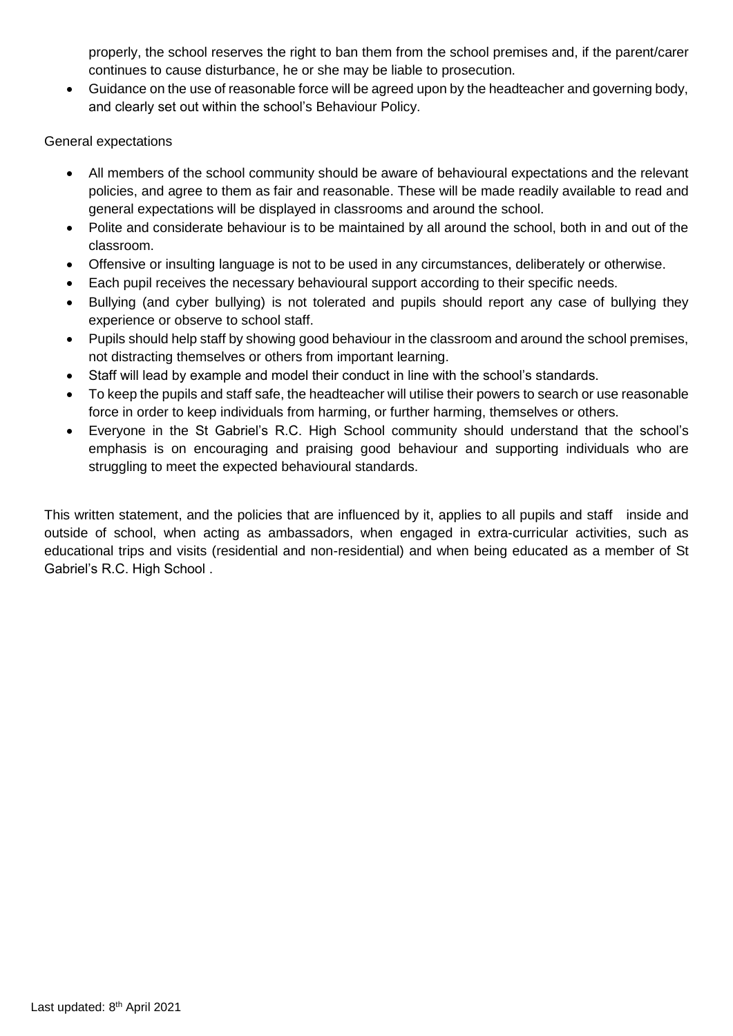properly, the school reserves the right to ban them from the school premises and, if the parent/carer continues to cause disturbance, he or she may be liable to prosecution.

- Guidance on the use of reasonable force will be agreed upon by the headteacher and governing body, and clearly set out within the school's Behaviour Policy.

General expectations

- All members of the school community should be aware of behavioural expectations and the relevant policies, and agree to them as fair and reasonable. These will be made readily available to read and general expectations will be displayed in classrooms and around the school.
- Polite and considerate behaviour is to be maintained by all around the school, both in and out of the classroom.
- Offensive or insulting language is not to be used in any circumstances, deliberately or otherwise.
- Each pupil receives the necessary behavioural support according to their specific needs.
- Bullying (and cyber bullying) is not tolerated and pupils should report any case of bullying they experience or observe to school staff.
- Pupils should help staff by showing good behaviour in the classroom and around the school premises, not distracting themselves or others from important learning.
- Staff will lead by example and model their conduct in line with the school's standards.
- To keep the pupils and staff safe, the headteacher will utilise their powers to search or use reasonable force in order to keep individuals from harming, or further harming, themselves or others.
- Everyone in the St Gabriel's R.C. High School community should understand that the school's emphasis is on encouraging and praising good behaviour and supporting individuals who are struggling to meet the expected behavioural standards.

This written statement, and the policies that are influenced by it, applies to all pupils and staff inside and outside of school, when acting as ambassadors, when engaged in extra-curricular activities, such as educational trips and visits (residential and non-residential) and when being educated as a member of St Gabriel's R.C. High School .

Last updated: 8th April 2021